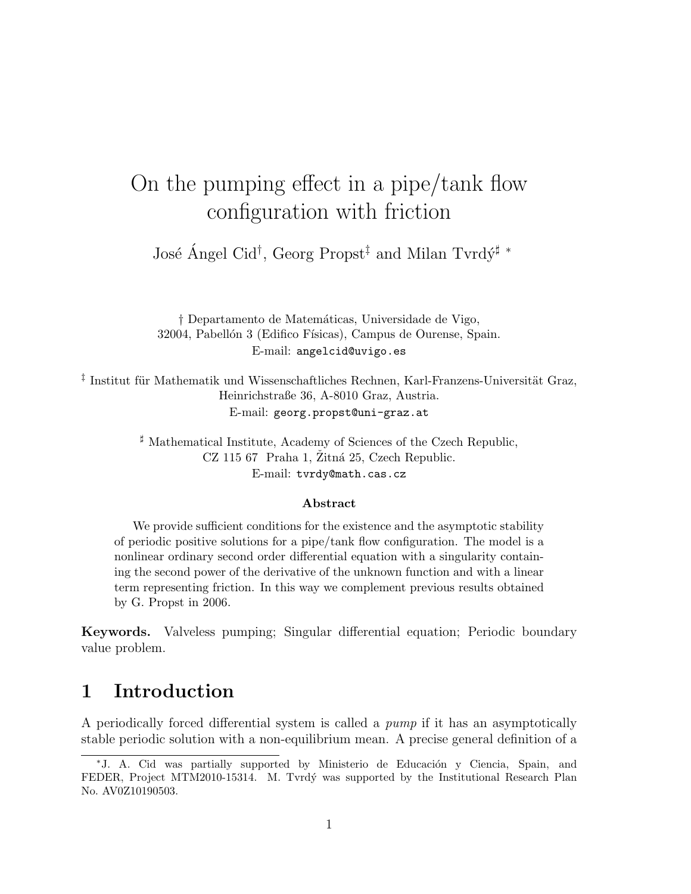# On the pumping effect in a pipe/tank flow configuration with friction

José Ángel Cid[†], Georg Propst[‡] and Milan Tvrdý[♯] [*]

[†] Departamento de Matemáticas, Universidade de Vigo,
32004, Pabellón 3 (Edifico Físicas), Campus de Ourense, Spain.
E-mail: `angelcid@uvigo.es`

[‡] Institut für Mathematik und Wissenschaftliches Rechnen, Karl-Franzens-Universität Graz,
Heinrichstraße 36, A-8010 Graz, Austria.
E-mail: `georg.propst@uni-graz.at`

[♯] Mathematical Institute, Academy of Sciences of the Czech Republic,
CZ 115 67 Praha 1, Žitná 25, Czech Republic.
E-mail: `tvrdy@math.cas.cz`

### Abstract

We provide sufficient conditions for the existence and the asymptotic stability of periodic positive solutions for a pipe/tank flow configuration. The model is a nonlinear ordinary second order differential equation with a singularity containing the second power of the derivative of the unknown function and with a linear term representing friction. In this way we complement previous results obtained by G. Propst in 2006.

**Keywords.** Valveless pumping; Singular differential equation; Periodic boundary value problem.

## 1 Introduction

A periodically forced differential system is called a *pump* if it has an asymptotically stable periodic solution with a non-equilibrium mean. A precise general definition of a

---

[*] J. A. Cid was partially supported by Ministerio de Educación y Ciencia, Spain, and FEDER, Project MTM2010-15314. M. Tvrdý was supported by the Institutional Research Plan No. AV0Z10190503.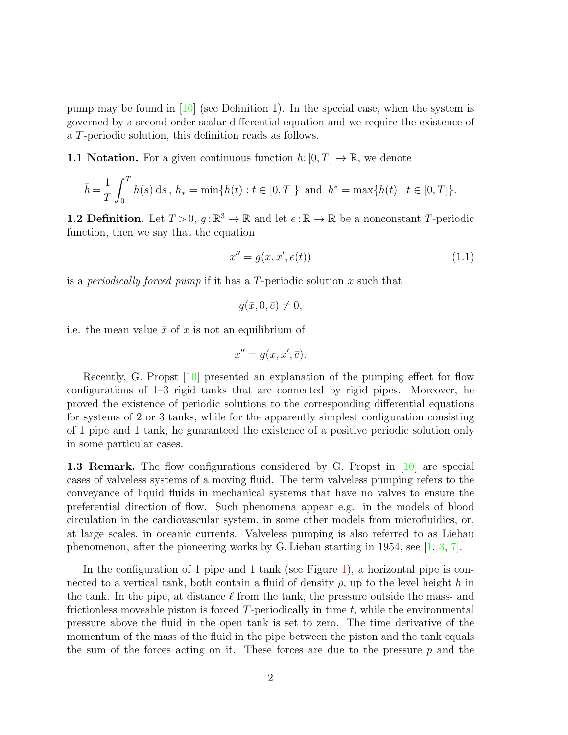pump may be found in [10] (see Definition 1). In the special case, when the system is governed by a second order scalar differential equation and we require the existence of a $T$-periodic solution, this definition reads as follows.

**1.1 Notation.** For a given continuous function $h\colon [0,T] \to \mathbb{R}$, we denote

$$\bar{h} = \frac{1}{T}\int_0^T h(s)\,\mathrm{d}s\,,\; h_* = \min\{h(t) : t \in [0,T]\} \;\text{ and }\; h^* = \max\{h(t) : t \in [0,T]\}.$$

**1.2 Definition.** Let $T > 0$, $g\colon \mathbb{R}^3 \to \mathbb{R}$ and let $e\colon \mathbb{R} \to \mathbb{R}$ be a nonconstant $T$-periodic function, then we say that the equation

$$x'' = g(x, x', e(t)) \tag{1.1}$$

is a *periodically forced pump* if it has a $T$-periodic solution $x$ such that

$$g(\bar{x}, 0, \bar{e}) \neq 0,$$

i.e. the mean value $\bar{x}$ of $x$ is not an equilibrium of

$$x'' = g(x, x', \bar{e}).$$

Recently, G. Propst [10] presented an explanation of the pumping effect for flow configurations of 1–3 rigid tanks that are connected by rigid pipes. Moreover, he proved the existence of periodic solutions to the corresponding differential equations for systems of 2 or 3 tanks, while for the apparently simplest configuration consisting of 1 pipe and 1 tank, he guaranteed the existence of a positive periodic solution only in some particular cases.

**1.3 Remark.** The flow configurations considered by G. Propst in [10] are special cases of valveless systems of a moving fluid. The term valveless pumping refers to the conveyance of liquid fluids in mechanical systems that have no valves to ensure the preferential direction of flow. Such phenomena appear e.g. in the models of blood circulation in the cardiovascular system, in some other models from microfluidics, or, at large scales, in oceanic currents. Valveless pumping is also referred to as Liebau phenomenon, after the pioneering works by G. Liebau starting in 1954, see [1, 3, 7].

In the configuration of 1 pipe and 1 tank (see Figure 1), a horizontal pipe is connected to a vertical tank, both contain a fluid of density $\rho$, up to the level height $h$ in the tank. In the pipe, at distance $\ell$ from the tank, the pressure outside the mass- and frictionless moveable piston is forced $T$-periodically in time $t$, while the environmental pressure above the fluid in the open tank is set to zero. The time derivative of the momentum of the mass of the fluid in the pipe between the piston and the tank equals the sum of the forces acting on it. These forces are due to the pressure $p$ and the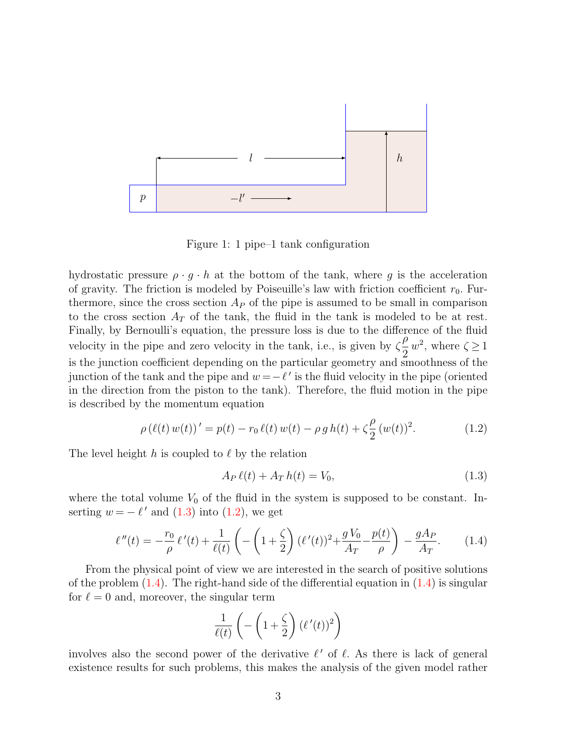p

$l$

$h$

$-l'$

Figure 1: 1 pipe–1 tank configuration

hydrostatic pressure $\rho \cdot g \cdot h$ at the bottom of the tank, where $g$ is the acceleration of gravity. The friction is modeled by Poiseuille's law with friction coefficient $r_0$. Furthermore, since the cross section $A_P$ of the pipe is assumed to be small in comparison to the cross section $A_T$ of the tank, the fluid in the tank is modeled to be at rest. Finally, by Bernoulli's equation, the pressure loss is due to the difference of the fluid velocity in the pipe and zero velocity in the tank, i.e., is given by $\zeta \dfrac{\rho}{2} w^2$, where $\zeta \geq 1$ is the junction coefficient depending on the particular geometry and smoothness of the junction of the tank and the pipe and $w = -\ell'$ is the fluid velocity in the pipe (oriented in the direction from the piston to the tank). Therefore, the fluid motion in the pipe is described by the momentum equation

$$\rho \,(\ell(t)\, w(t))' = p(t) - r_0\, \ell(t)\, w(t) - \rho\, g\, h(t) + \zeta \frac{\rho}{2}\,(w(t))^2. \tag{1.2}$$

The level height $h$ is coupled to $\ell$ by the relation

$$A_P\, \ell(t) + A_T\, h(t) = V_0, \tag{1.3}$$

where the total volume $V_0$ of the fluid in the system is supposed to be constant. Inserting $w = -\ell'$ and (1.3) into (1.2), we get

$$\ell''(t) = -\frac{r_0}{\rho}\,\ell'(t) + \frac{1}{\ell(t)}\left(-\left(1+\frac{\zeta}{2}\right)(\ell'(t))^2 + \frac{g\,V_0}{A_T} - \frac{p(t)}{\rho}\right) - \frac{gA_P}{A_T}. \tag{1.4}$$

From the physical point of view we are interested in the search of positive solutions of the problem (1.4). The right-hand side of the differential equation in (1.4) is singular for $\ell = 0$ and, moreover, the singular term

$$\frac{1}{\ell(t)}\left(-\left(1+\frac{\zeta}{2}\right)(\ell'(t))^2\right)$$

involves also the second power of the derivative $\ell'$ of $\ell$. As there is lack of general existence results for such problems, this makes the analysis of the given model rather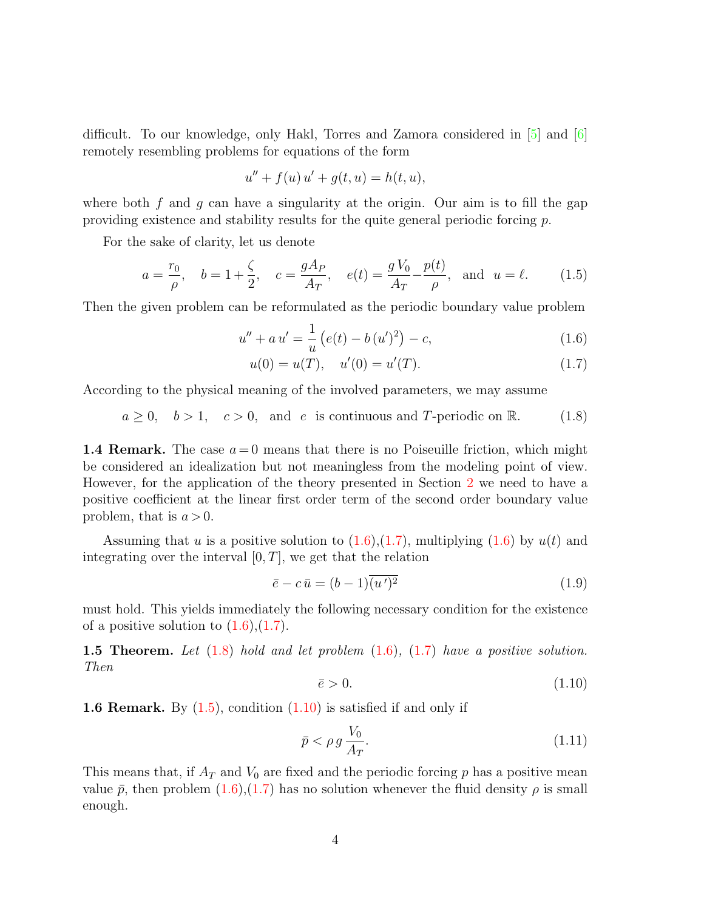difficult. To our knowledge, only Hakl, Torres and Zamora considered in [5] and [6] remotely resembling problems for equations of the form

$$u'' + f(u)\, u' + g(t,u) = h(t,u),$$

where both $f$ and $g$ can have a singularity at the origin. Our aim is to fill the gap providing existence and stability results for the quite general periodic forcing $p$.

For the sake of clarity, let us denote

$$a = \frac{r_0}{\rho}, \quad b = 1 + \frac{\zeta}{2}, \quad c = \frac{g A_P}{A_T}, \quad e(t) = \frac{g\, V_0}{A_T} - \frac{p(t)}{\rho}, \quad \text{and} \quad u = \ell. \tag{1.5}$$

Then the given problem can be reformulated as the periodic boundary value problem

$$u'' + a\, u' = \frac{1}{u}\left(e(t) - b\,(u')^2\right) - c, \tag{1.6}$$

$$u(0) = u(T), \quad u'(0) = u'(T). \tag{1.7}$$

According to the physical meaning of the involved parameters, we may assume

$$a \geq 0, \quad b > 1, \quad c > 0, \quad \text{and} \quad e \ \text{ is continuous and } T\text{-periodic on } \mathbb{R}. \tag{1.8}$$

**1.4 Remark.** The case $a = 0$ means that there is no Poiseuille friction, which might be considered an idealization but not meaningless from the modeling point of view. However, for the application of the theory presented in Section 2 we need to have a positive coefficient at the linear first order term of the second order boundary value problem, that is $a > 0$.

Assuming that $u$ is a positive solution to (1.6),(1.7), multiplying (1.6) by $u(t)$ and integrating over the interval $[0,T]$, we get that the relation

$$\bar{e} - c\,\bar{u} = (b-1)\overline{(u')^2} \tag{1.9}$$

must hold. This yields immediately the following necessary condition for the existence of a positive solution to (1.6),(1.7).

**1.5 Theorem.** *Let (1.8) hold and let problem (1.6), (1.7) have a positive solution. Then*

$$\bar{e} > 0. \tag{1.10}$$

**1.6 Remark.** By (1.5), condition (1.10) is satisfied if and only if

$$\bar{p} < \rho\, g\, \frac{V_0}{A_T}. \tag{1.11}$$

This means that, if $A_T$ and $V_0$ are fixed and the periodic forcing $p$ has a positive mean value $\bar{p}$, then problem (1.6),(1.7) has no solution whenever the fluid density $\rho$ is small enough.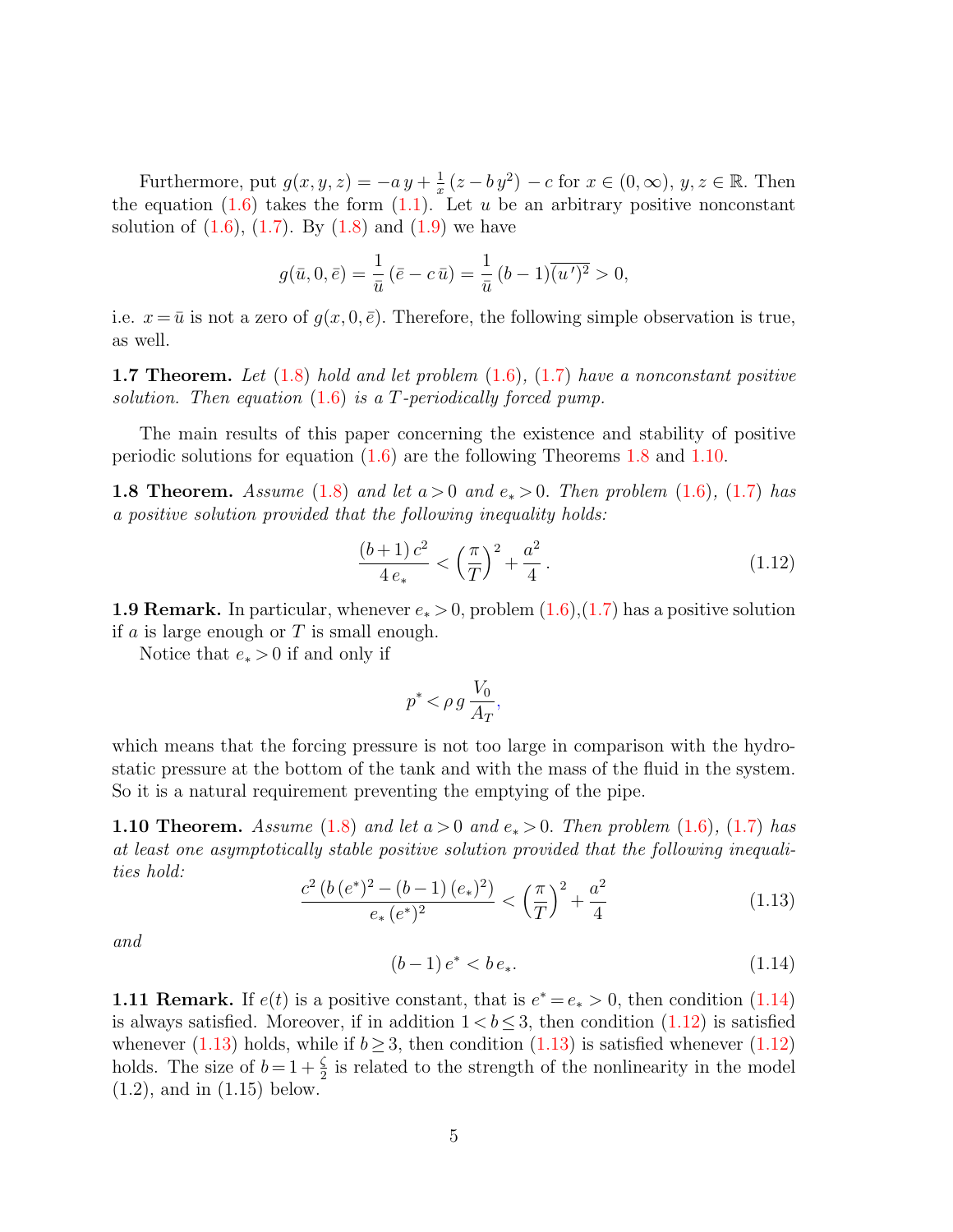Furthermore, put $g(x,y,z) = -a\,y + \frac{1}{x}\,(z - b\,y^2) - c$ for $x \in (0,\infty)$, $y, z \in \mathbb{R}$. Then the equation (1.6) takes the form (1.1). Let $u$ be an arbitrary positive nonconstant solution of (1.6), (1.7). By (1.8) and (1.9) we have

$$g(\bar u, 0, \bar e) = \frac{1}{\bar u}\,(\bar e - c\,\bar u) = \frac{1}{\bar u}\,(b-1)\overline{(u')^2} > 0,$$

i.e. $x = \bar u$ is not a zero of $g(x, 0, \bar e)$. Therefore, the following simple observation is true, as well.

**1.7 Theorem.** *Let (1.8) hold and let problem (1.6), (1.7) have a nonconstant positive solution. Then equation (1.6) is a $T$-periodically forced pump.*

The main results of this paper concerning the existence and stability of positive periodic solutions for equation (1.6) are the following Theorems 1.8 and 1.10.

**1.8 Theorem.** *Assume (1.8) and let $a > 0$ and $e_* > 0$. Then problem (1.6), (1.7) has a positive solution provided that the following inequality holds:*

$$\frac{(b+1)\,c^2}{4\,e_*} < \left(\frac{\pi}{T}\right)^2 + \frac{a^2}{4}\,. \tag{1.12}$$

**1.9 Remark.** In particular, whenever $e_* > 0$, problem (1.6),(1.7) has a positive solution if $a$ is large enough or $T$ is small enough.

Notice that $e_* > 0$ if and only if

$$p^* < \rho\, g\, \frac{V_0}{A_T},$$

which means that the forcing pressure is not too large in comparison with the hydrostatic pressure at the bottom of the tank and with the mass of the fluid in the system. So it is a natural requirement preventing the emptying of the pipe.

**1.10 Theorem.** *Assume (1.8) and let $a > 0$ and $e_* > 0$. Then problem (1.6), (1.7) has at least one asymptotically stable positive solution provided that the following inequalities hold:*

$$\frac{c^2\,(b\,(e^*)^2 - (b-1)\,(e_*)^2)}{e_*\,(e^*)^2} < \left(\frac{\pi}{T}\right)^2 + \frac{a^2}{4} \tag{1.13}$$

*and*

$$(b-1)\,e^* < b\,e_*. \tag{1.14}$$

**1.11 Remark.** If $e(t)$ is a positive constant, that is $e^* = e_* > 0$, then condition (1.14) is always satisfied. Moreover, if in addition $1 < b \leq 3$, then condition (1.12) is satisfied whenever (1.13) holds, while if $b \geq 3$, then condition (1.13) is satisfied whenever (1.12) holds. The size of $b = 1 + \frac{\zeta}{2}$ is related to the strength of the nonlinearity in the model (1.2), and in (1.15) below.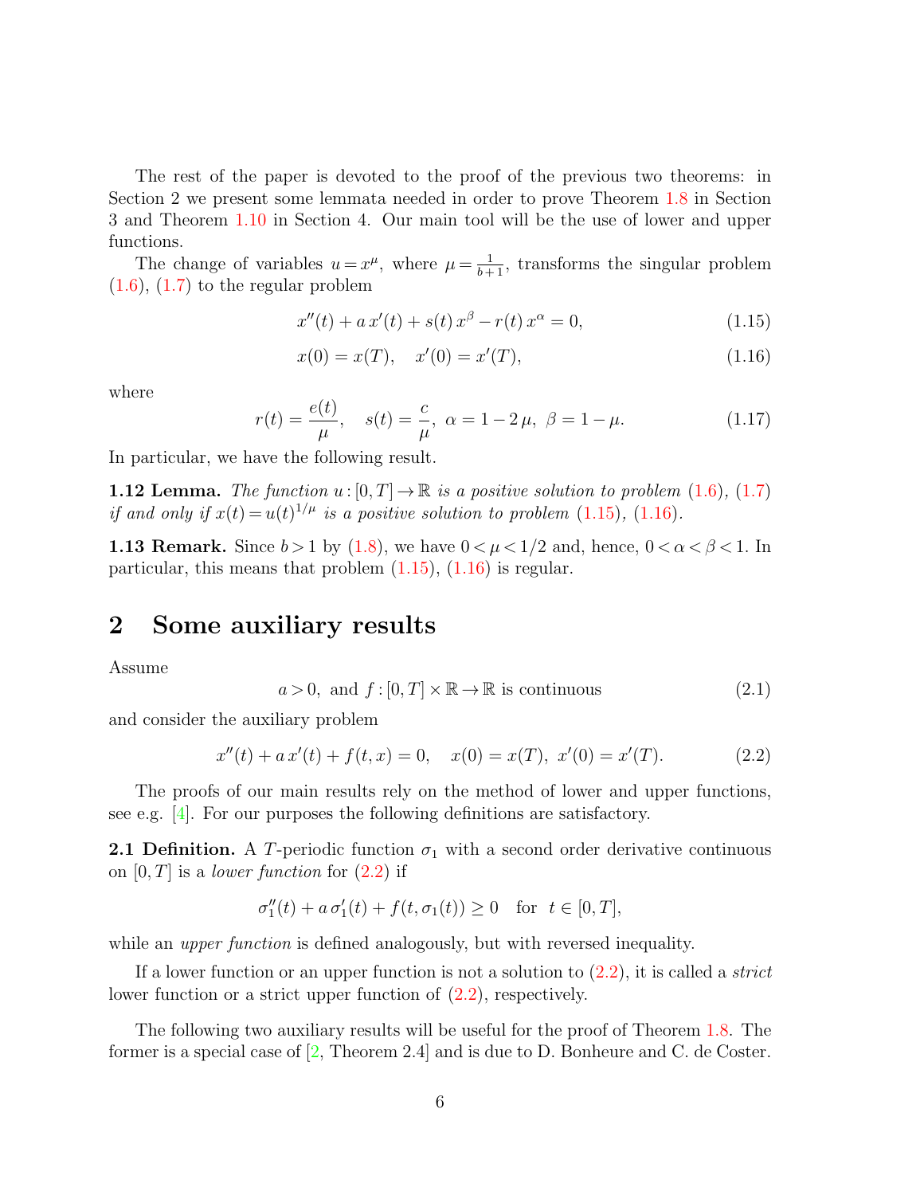The rest of the paper is devoted to the proof of the previous two theorems: in Section 2 we present some lemmata needed in order to prove Theorem 1.8 in Section 3 and Theorem 1.10 in Section 4. Our main tool will be the use of lower and upper functions.

The change of variables $u = x^\mu$, where $\mu = \frac{1}{b+1}$, transforms the singular problem (1.6), (1.7) to the regular problem

$$x''(t) + a\,x'(t) + s(t)\,x^\beta - r(t)\,x^\alpha = 0, \tag{1.15}$$

$$x(0) = x(T), \quad x'(0) = x'(T), \tag{1.16}$$

where

$$r(t) = \frac{e(t)}{\mu}, \quad s(t) = \frac{c}{\mu},\ \alpha = 1 - 2\,\mu,\ \beta = 1 - \mu. \tag{1.17}$$

In particular, we have the following result.

**1.12 Lemma.** *The function $u : [0,T] \to \mathbb{R}$ is a positive solution to problem (1.6), (1.7) if and only if $x(t) = u(t)^{1/\mu}$ is a positive solution to problem (1.15), (1.16).*

**1.13 Remark.** Since $b > 1$ by (1.8), we have $0 < \mu < 1/2$ and, hence, $0 < \alpha < \beta < 1$. In particular, this means that problem (1.15), (1.16) is regular.

## 2 Some auxiliary results

Assume

$$a > 0, \text{ and } f : [0,T] \times \mathbb{R} \to \mathbb{R} \text{ is continuous} \tag{2.1}$$

and consider the auxiliary problem

$$x''(t) + a\,x'(t) + f(t,x) = 0, \quad x(0) = x(T),\ x'(0) = x'(T). \tag{2.2}$$

The proofs of our main results rely on the method of lower and upper functions, see e.g. [4]. For our purposes the following definitions are satisfactory.

**2.1 Definition.** A $T$-periodic function $\sigma_1$ with a second order derivative continuous on $[0,T]$ is a *lower function* for (2.2) if

$$\sigma_1''(t) + a\,\sigma_1'(t) + f(t, \sigma_1(t)) \geq 0 \quad \text{for} \quad t \in [0,T],$$

while an *upper function* is defined analogously, but with reversed inequality.

If a lower function or an upper function is not a solution to (2.2), it is called a *strict* lower function or a strict upper function of (2.2), respectively.

The following two auxiliary results will be useful for the proof of Theorem 1.8. The former is a special case of [2, Theorem 2.4] and is due to D. Bonheure and C. de Coster.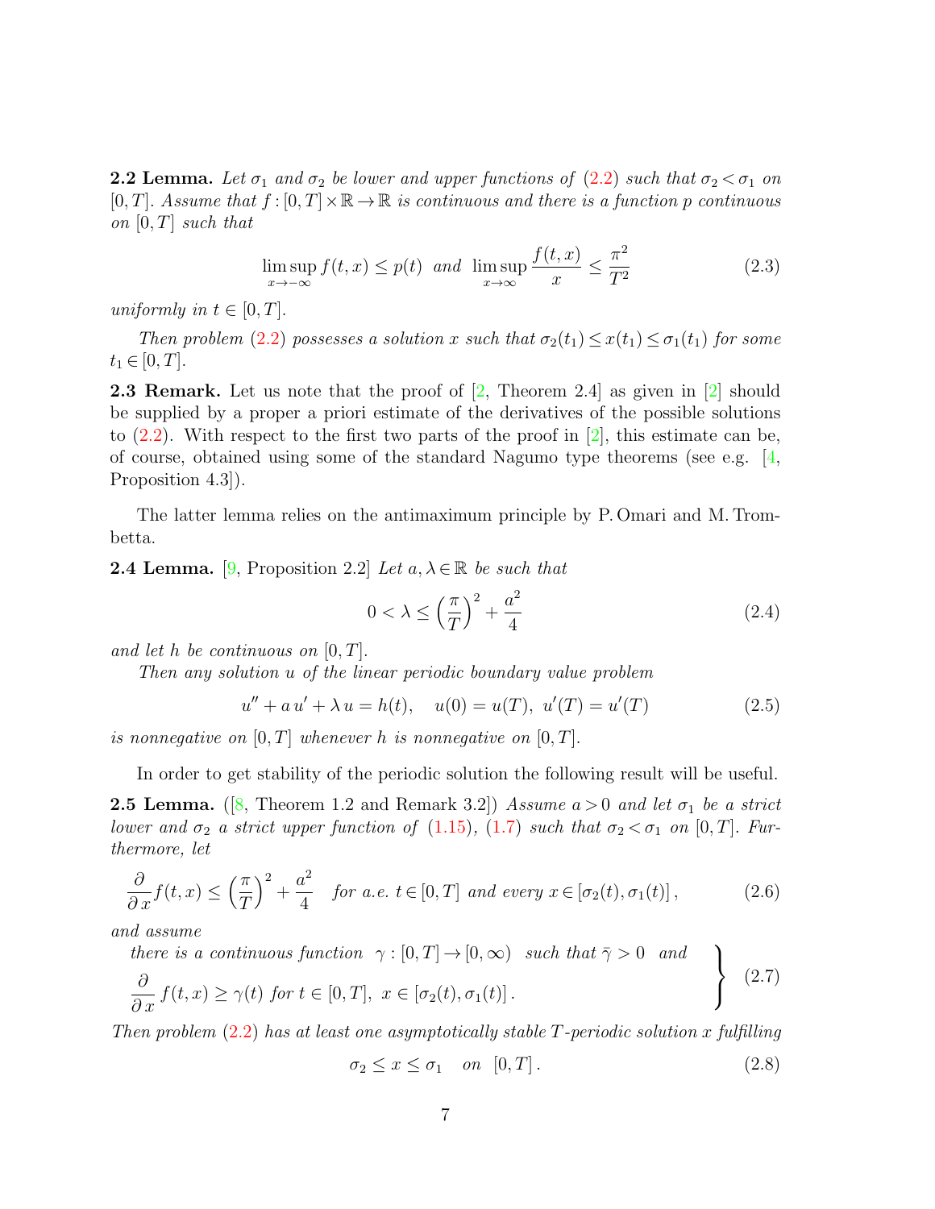**2.2 Lemma.** *Let $\sigma_1$ and $\sigma_2$ be lower and upper functions of (2.2) such that $\sigma_2 < \sigma_1$ on $[0,T]$. Assume that $f:[0,T]\times\mathbb{R}\to\mathbb{R}$ is continuous and there is a function $p$ continuous on $[0,T]$ such that*

$$\limsup_{x\to-\infty} f(t,x) \le p(t) \quad \text{and} \quad \limsup_{x\to\infty} \frac{f(t,x)}{x} \le \frac{\pi^2}{T^2} \tag{2.3}$$

*uniformly in $t\in[0,T]$.*

*Then problem (2.2) possesses a solution $x$ such that $\sigma_2(t_1) \le x(t_1) \le \sigma_1(t_1)$ for some $t_1\in[0,T]$.*

**2.3 Remark.** Let us note that the proof of [2, Theorem 2.4] as given in [2] should be supplied by a proper a priori estimate of the derivatives of the possible solutions to (2.2). With respect to the first two parts of the proof in [2], this estimate can be, of course, obtained using some of the standard Nagumo type theorems (see e.g. [4, Proposition 4.3]).

The latter lemma relies on the antimaximum principle by P. Omari and M. Trombetta.

**2.4 Lemma.** [9, Proposition 2.2] *Let $a,\lambda\in\mathbb{R}$ be such that*

$$0 < \lambda \le \left(\frac{\pi}{T}\right)^2 + \frac{a^2}{4} \tag{2.4}$$

*and let $h$ be continuous on $[0,T]$.*

*Then any solution $u$ of the linear periodic boundary value problem*

$$u'' + a\,u' + \lambda\,u = h(t), \quad u(0)=u(T),\ u'(T)=u'(T) \tag{2.5}$$

*is nonnegative on $[0,T]$ whenever $h$ is nonnegative on $[0,T]$.*

In order to get stability of the periodic solution the following result will be useful.

**2.5 Lemma.** ([8, Theorem 1.2 and Remark 3.2]) *Assume $a>0$ and let $\sigma_1$ be a strict lower and $\sigma_2$ a strict upper function of (1.15), (1.7) such that $\sigma_2<\sigma_1$ on $[0,T]$. Furthermore, let*

$$\frac{\partial}{\partial x} f(t,x) \le \left(\frac{\pi}{T}\right)^2 + \frac{a^2}{4} \quad \text{for a.e. } t\in[0,T] \text{ and every } x\in[\sigma_2(t),\sigma_1(t)], \tag{2.6}$$

*and assume*

$$\left.\begin{array}{l} \text{there is a continuous function } \gamma:[0,T]\to[0,\infty) \text{ such that } \bar{\gamma}>0 \text{ and} \\ \dfrac{\partial}{\partial x} f(t,x) \ge \gamma(t) \text{ for } t\in[0,T],\ x\in[\sigma_2(t),\sigma_1(t)]. \end{array}\right\} \tag{2.7}$$

*Then problem (2.2) has at least one asymptotically stable $T$-periodic solution $x$ fulfilling*

$$\sigma_2 \le x \le \sigma_1 \quad \text{on} \quad [0,T]. \tag{2.8}$$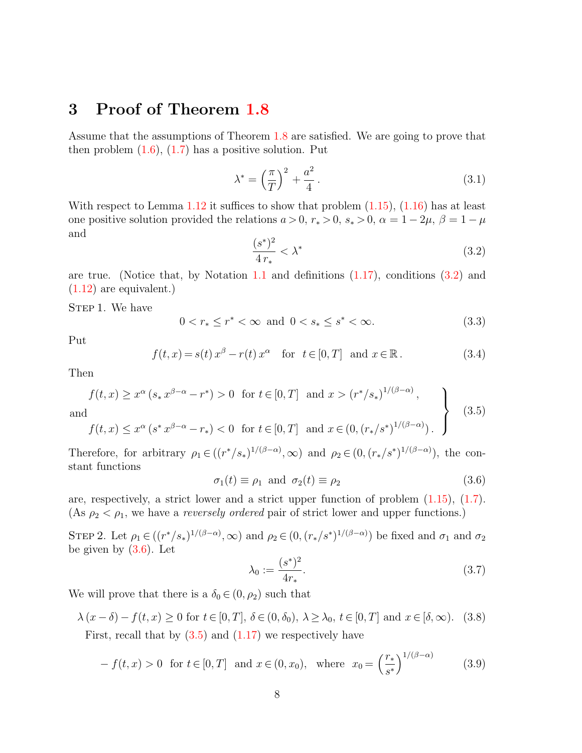# 3 Proof of Theorem 1.8

Assume that the assumptions of Theorem 1.8 are satisfied. We are going to prove that then problem (1.6), (1.7) has a positive solution. Put

$$\lambda^* = \left(\frac{\pi}{T}\right)^2 + \frac{a^2}{4}\,. \tag{3.1}$$

With respect to Lemma 1.12 it suffices to show that problem (1.15), (1.16) has at least one positive solution provided the relations $a > 0$, $r_* > 0$, $s_* > 0$, $\alpha = 1 - 2\mu$, $\beta = 1 - \mu$ and

$$\frac{(s^*)^2}{4\,r_*} < \lambda^* \tag{3.2}$$

are true. (Notice that, by Notation 1.1 and definitions (1.17), conditions (3.2) and (1.12) are equivalent.)

Step 1. We have

$$0 < r_* \le r^* < \infty \ \text{ and } \ 0 < s_* \le s^* < \infty. \tag{3.3}$$

Put

$$f(t,x) = s(t)\,x^\beta - r(t)\,x^\alpha \quad \text{for} \quad t \in [0,T] \ \text{ and } x \in \mathbb{R}\,. \tag{3.4}$$

Then

$$\left.\begin{aligned} &f(t,x) \ge x^\alpha\,(s_*\,x^{\beta-\alpha} - r^*) > 0 \ \text{ for } t \in [0,T] \ \text{ and } x > (r^*/s_*)^{1/(\beta-\alpha)}\,,\\ &\text{and}\\ &f(t,x) \le x^\alpha\,(s^*\,x^{\beta-\alpha} - r_*) < 0 \ \text{ for } t \in [0,T] \ \text{ and } x \in (0,(r_*/s^*)^{1/(\beta-\alpha)})\,. \end{aligned}\right\} \tag{3.5}$$

Therefore, for arbitrary $\rho_1 \in ((r^*/s_*)^{1/(\beta-\alpha)},\infty)$ and $\rho_2 \in (0,(r_*/s^*)^{1/(\beta-\alpha)})$, the constant functions

$$\sigma_1(t) \equiv \rho_1 \ \text{ and } \ \sigma_2(t) \equiv \rho_2 \tag{3.6}$$

are, respectively, a strict lower and a strict upper function of problem (1.15), (1.7). (As $\rho_2 < \rho_1$, we have a *reversely ordered* pair of strict lower and upper functions.)

Step 2. Let $\rho_1 \in ((r^*/s_*)^{1/(\beta-\alpha)},\infty)$ and $\rho_2 \in (0,(r_*/s^*)^{1/(\beta-\alpha)})$ be fixed and $\sigma_1$ and $\sigma_2$ be given by (3.6). Let

$$\lambda_0 := \frac{(s^*)^2}{4r_*}. \tag{3.7}$$

We will prove that there is a $\delta_0 \in (0,\rho_2)$ such that

$$\lambda\,(x-\delta) - f(t,x) \ge 0 \text{ for } t \in [0,T],\ \delta \in (0,\delta_0),\ \lambda \ge \lambda_0,\ t \in [0,T] \text{ and } x \in [\delta,\infty). \tag{3.8}$$

First, recall that by (3.5) and (1.17) we respectively have

$$-f(t,x) > 0 \ \text{ for } t \in [0,T] \ \text{ and } x \in (0,x_0), \ \text{ where } \ x_0 = \left(\frac{r_*}{s^*}\right)^{1/(\beta-\alpha)} \tag{3.9}$$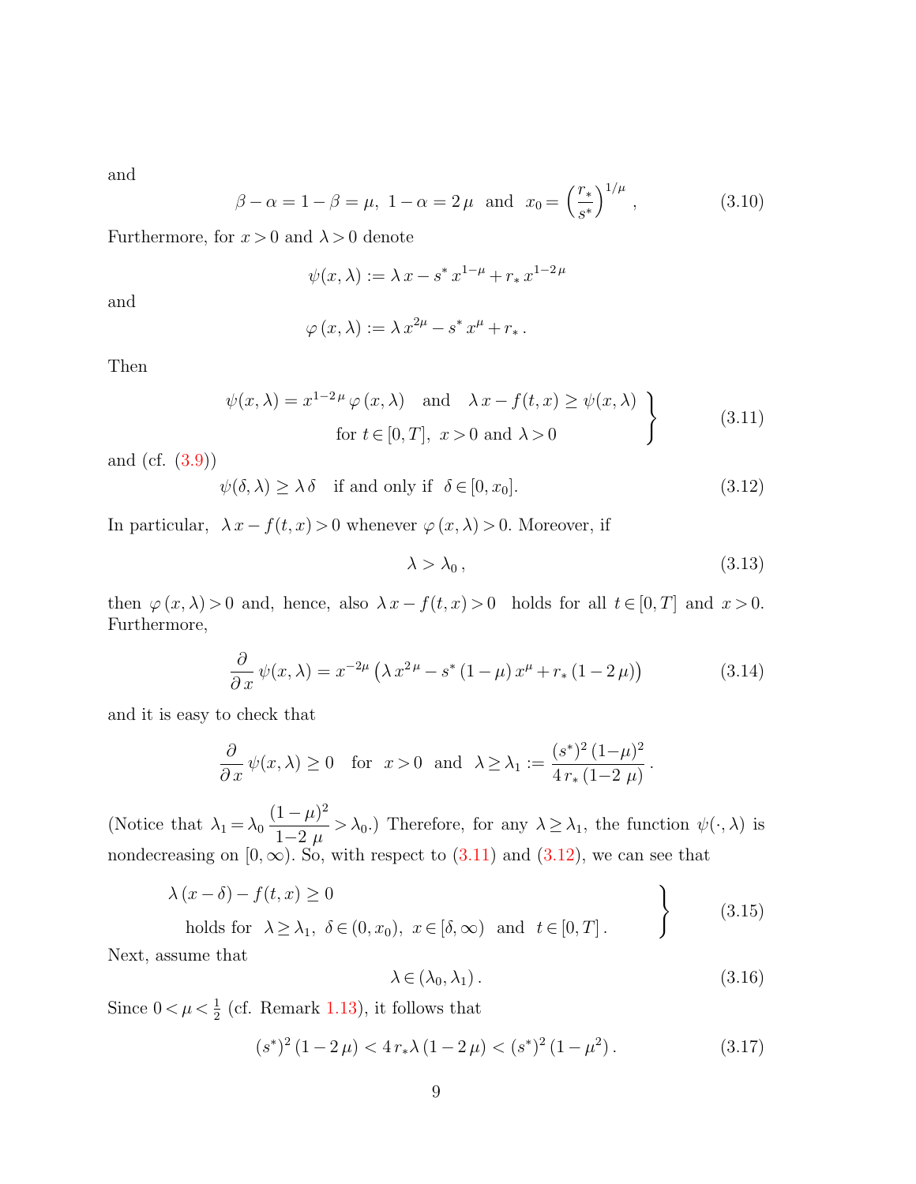and

$$\beta - \alpha = 1 - \beta = \mu,\ 1 - \alpha = 2\,\mu \quad \text{and} \quad x_0 = \left(\frac{r_*}{s^*}\right)^{1/\mu}, \tag{3.10}$$

Furthermore, for $x > 0$ and $\lambda > 0$ denote

$$\psi(x, \lambda) := \lambda\, x - s^*\, x^{1-\mu} + r_*\, x^{1-2\,\mu}$$

and

$$\varphi\,(x, \lambda) := \lambda\, x^{2\mu} - s^*\, x^{\mu} + r_*\,.$$

Then

$$\left.\begin{array}{c} \psi(x, \lambda) = x^{1-2\,\mu}\, \varphi\,(x, \lambda) \quad \text{and} \quad \lambda\, x - f(t, x) \geq \psi(x, \lambda) \\ \text{for } t \in [0, T],\ x > 0 \text{ and } \lambda > 0 \end{array}\right\} \tag{3.11}$$

and (cf. (3.9))

$$\psi(\delta, \lambda) \geq \lambda\, \delta \quad \text{if and only if} \quad \delta \in [0, x_0]. \tag{3.12}$$

In particular, $\lambda\, x - f(t, x) > 0$ whenever $\varphi\,(x, \lambda) > 0$. Moreover, if

$$\lambda > \lambda_0\,, \tag{3.13}$$

then $\varphi\,(x, \lambda) > 0$ and, hence, also $\lambda\, x - f(t, x) > 0$ holds for all $t \in [0, T]$ and $x > 0$. Furthermore,

$$\frac{\partial}{\partial\, x}\,\psi(x, \lambda) = x^{-2\mu}\left(\lambda\, x^{2\,\mu} - s^*\,(1 - \mu)\, x^{\mu} + r_*\,(1 - 2\,\mu)\right) \tag{3.14}$$

and it is easy to check that

$$\frac{\partial}{\partial\, x}\,\psi(x, \lambda) \geq 0 \quad \text{for} \quad x > 0 \quad \text{and} \quad \lambda \geq \lambda_1 := \frac{(s^*)^2\,(1 - \mu)^2}{4\, r_*\,(1 - 2\ \mu)}\,.$$

(Notice that $\lambda_1 = \lambda_0\, \dfrac{(1 - \mu)^2}{1 - 2\ \mu} > \lambda_0$.) Therefore, for any $\lambda \geq \lambda_1$, the function $\psi(\cdot, \lambda)$ is nondecreasing on $[0, \infty)$. So, with respect to (3.11) and (3.12), we can see that

$$\left.\begin{array}{l} \lambda\,(x - \delta) - f(t, x) \geq 0 \\ \quad \text{holds for } \ \lambda \geq \lambda_1,\ \delta \in (0, x_0),\ x \in [\delta, \infty) \ \text{ and } \ t \in [0, T]\,. \end{array}\right\} \tag{3.15}$$

Next, assume that

$$\lambda \in (\lambda_0, \lambda_1)\,. \tag{3.16}$$

Since $0 < \mu < \frac{1}{2}$ (cf. Remark 1.13), it follows that

$$(s^*)^2\,(1 - 2\,\mu) < 4\, r_* \lambda\,(1 - 2\,\mu) < (s^*)^2\,(1 - \mu^2)\,. \tag{3.17}$$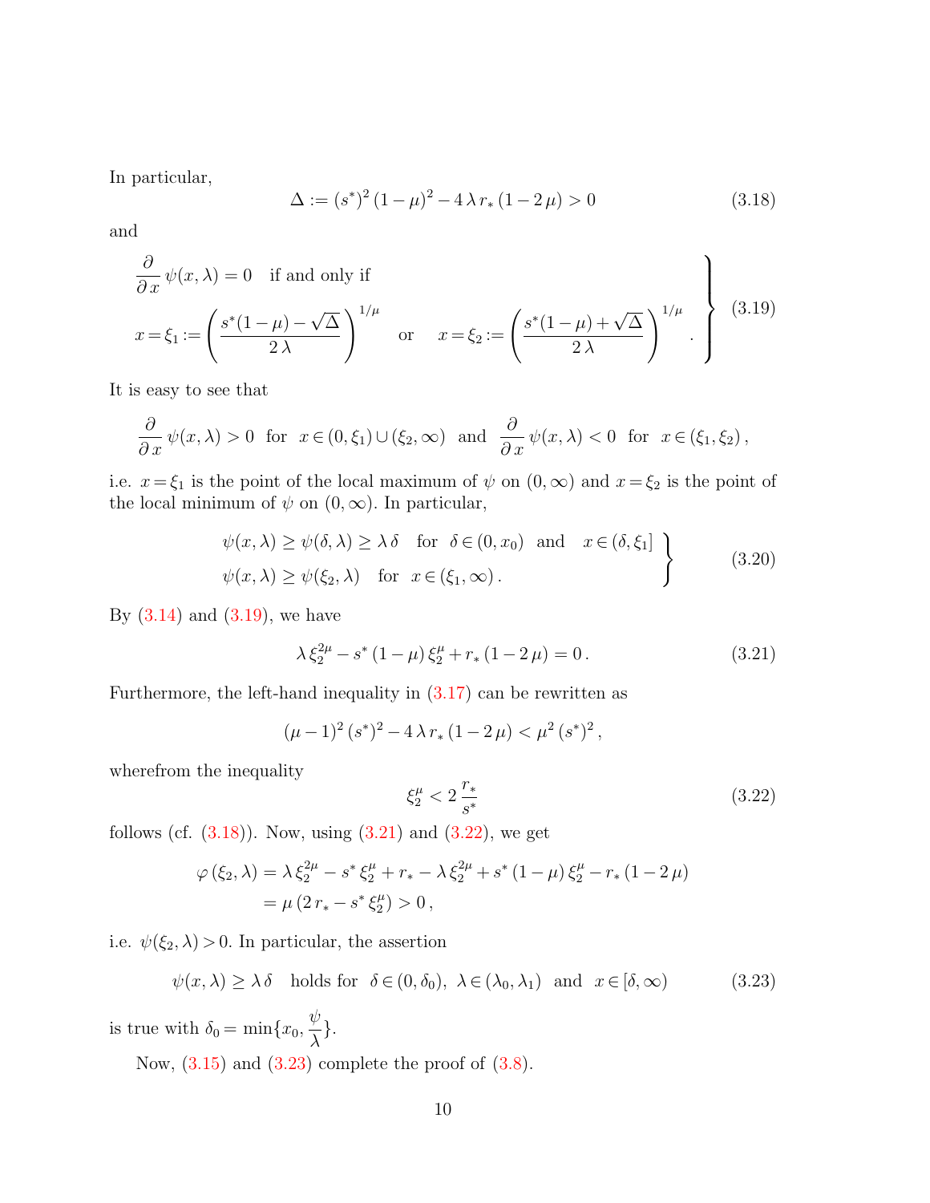In particular,

$$\Delta := (s^*)^2\,(1-\mu)^2 - 4\,\lambda\,r_*\,(1-2\,\mu) > 0 \tag{3.18}$$

and

$$\left.\begin{aligned} &\frac{\partial}{\partial\,x}\,\psi(x,\lambda) = 0 \quad \text{if and only if} \\ &x = \xi_1 := \left(\frac{s^*(1-\mu) - \sqrt{\Delta}}{2\,\lambda}\right)^{1/\mu} \quad \text{or} \quad x = \xi_2 := \left(\frac{s^*(1-\mu) + \sqrt{\Delta}}{2\,\lambda}\right)^{1/\mu}. \end{aligned}\right\} \tag{3.19}$$

It is easy to see that

$$\frac{\partial}{\partial\,x}\,\psi(x,\lambda) > 0 \;\text{ for }\; x \in (0,\xi_1) \cup (\xi_2,\infty) \;\text{ and }\; \frac{\partial}{\partial\,x}\,\psi(x,\lambda) < 0 \;\text{ for }\; x \in (\xi_1,\xi_2)\,,$$

i.e. $x = \xi_1$ is the point of the local maximum of $\psi$ on $(0,\infty)$ and $x = \xi_2$ is the point of the local minimum of $\psi$ on $(0,\infty)$. In particular,

$$\left.\begin{aligned} &\psi(x,\lambda) \ge \psi(\delta,\lambda) \ge \lambda\,\delta \quad \text{for} \;\; \delta \in (0,x_0) \;\; \text{and} \;\; x \in (\delta,\xi_1] \\ &\psi(x,\lambda) \ge \psi(\xi_2,\lambda) \quad \text{for} \;\; x \in (\xi_1,\infty)\,. \end{aligned}\right\} \tag{3.20}$$

By (3.14) and (3.19), we have

$$\lambda\,\xi_2^{2\mu} - s^*\,(1-\mu)\,\xi_2^{\mu} + r_*\,(1-2\,\mu) = 0\,. \tag{3.21}$$

Furthermore, the left-hand inequality in (3.17) can be rewritten as

$$(\mu-1)^2\,(s^*)^2 - 4\,\lambda\,r_*\,(1-2\,\mu) < \mu^2\,(s^*)^2\,,$$

wherefrom the inequality

$$\xi_2^{\mu} < 2\,\frac{r_*}{s^*} \tag{3.22}$$

follows (cf. (3.18)). Now, using (3.21) and (3.22), we get

$$\begin{aligned} \varphi\,(\xi_2,\lambda) &= \lambda\,\xi_2^{2\mu} - s^*\,\xi_2^{\mu} + r_* - \lambda\,\xi_2^{2\mu} + s^*\,(1-\mu)\,\xi_2^{\mu} - r_*\,(1-2\,\mu) \\ &= \mu\,(2\,r_* - s^*\,\xi_2^{\mu}) > 0\,, \end{aligned}$$

i.e. $\psi(\xi_2,\lambda) > 0$. In particular, the assertion

$$\psi(x,\lambda) \ge \lambda\,\delta \quad \text{holds for} \;\; \delta \in (0,\delta_0),\; \lambda \in (\lambda_0,\lambda_1) \;\; \text{and} \;\; x \in [\delta,\infty) \tag{3.23}$$

is true with $\delta_0 = \min\{x_0, \dfrac{\psi}{\lambda}\}$.

Now, (3.15) and (3.23) complete the proof of (3.8).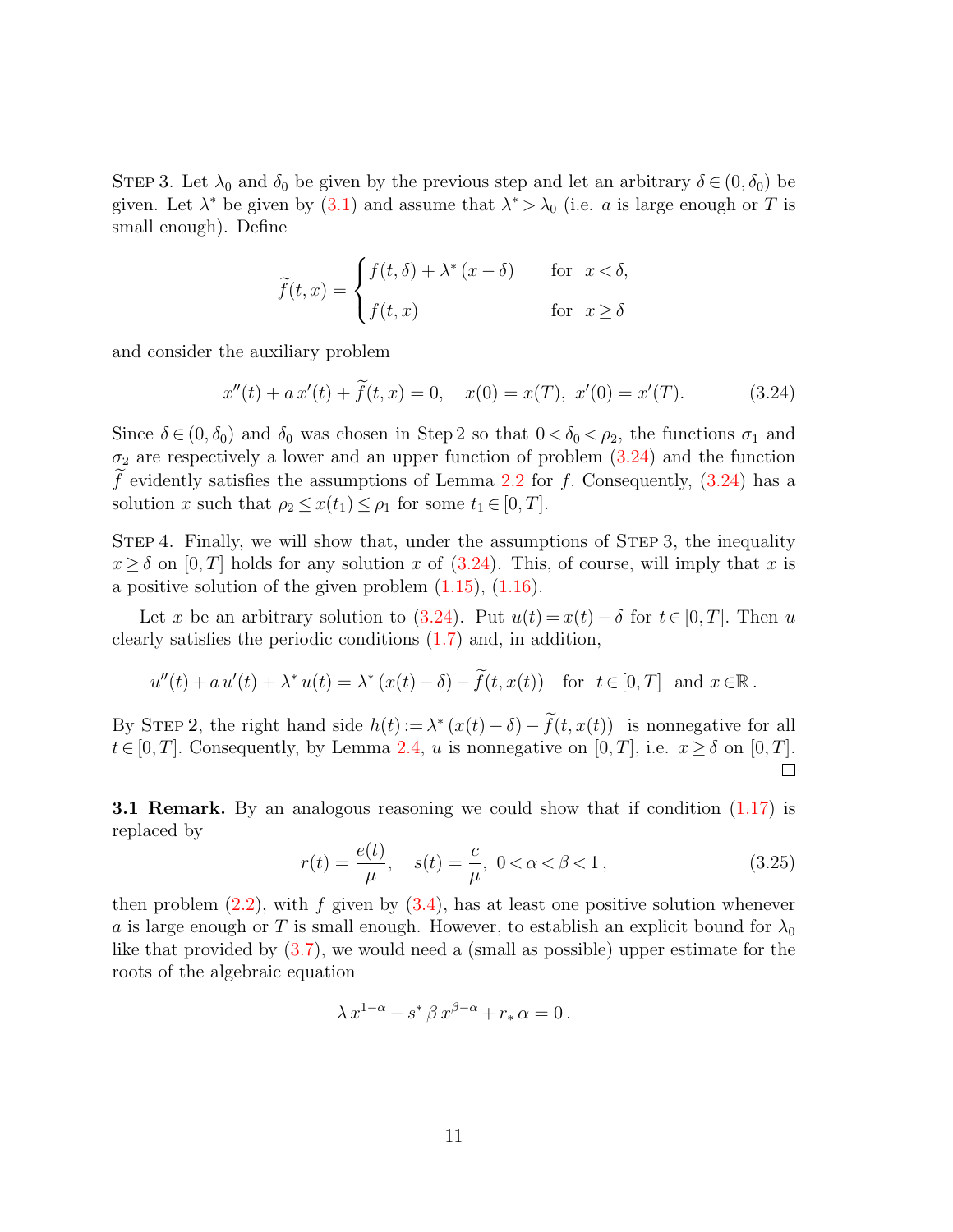STEP 3. Let $\lambda_0$ and $\delta_0$ be given by the previous step and let an arbitrary $\delta \in (0, \delta_0)$ be given. Let $\lambda^*$ be given by (3.1) and assume that $\lambda^* > \lambda_0$ (i.e. $a$ is large enough or $T$ is small enough). Define

$$\widetilde{f}(t,x) = \begin{cases} f(t,\delta) + \lambda^* (x - \delta) & \text{for } x < \delta, \\ f(t,x) & \text{for } x \ge \delta \end{cases}$$

and consider the auxiliary problem

$$x''(t) + a\, x'(t) + \widetilde{f}(t,x) = 0, \quad x(0) = x(T),\ x'(0) = x'(T). \tag{3.24}$$

Since $\delta \in (0, \delta_0)$ and $\delta_0$ was chosen in Step 2 so that $0 < \delta_0 < \rho_2$, the functions $\sigma_1$ and $\sigma_2$ are respectively a lower and an upper function of problem (3.24) and the function $\widetilde{f}$ evidently satisfies the assumptions of Lemma 2.2 for $f$. Consequently, (3.24) has a solution $x$ such that $\rho_2 \le x(t_1) \le \rho_1$ for some $t_1 \in [0,T]$.

STEP 4. Finally, we will show that, under the assumptions of STEP 3, the inequality $x \ge \delta$ on $[0,T]$ holds for any solution $x$ of (3.24). This, of course, will imply that $x$ is a positive solution of the given problem (1.15), (1.16).

Let $x$ be an arbitrary solution to (3.24). Put $u(t) = x(t) - \delta$ for $t \in [0,T]$. Then $u$ clearly satisfies the periodic conditions (1.7) and, in addition,

$$u''(t) + a\, u'(t) + \lambda^*\, u(t) = \lambda^* (x(t) - \delta) - \widetilde{f}(t, x(t)) \quad \text{for } t \in [0,T] \text{ and } x \in \mathbb{R}\,.$$

By STEP 2, the right hand side $h(t) := \lambda^* (x(t) - \delta) - \widetilde{f}(t, x(t))$ is nonnegative for all $t \in [0,T]$. Consequently, by Lemma 2.4, $u$ is nonnegative on $[0,T]$, i.e. $x \ge \delta$ on $[0,T]$. $\square$

**3.1 Remark.** By an analogous reasoning we could show that if condition (1.17) is replaced by

$$r(t) = \frac{e(t)}{\mu}, \quad s(t) = \frac{c}{\mu},\ 0 < \alpha < \beta < 1\,, \tag{3.25}$$

then problem (2.2), with $f$ given by (3.4), has at least one positive solution whenever $a$ is large enough or $T$ is small enough. However, to establish an explicit bound for $\lambda_0$ like that provided by (3.7), we would need a (small as possible) upper estimate for the roots of the algebraic equation

$$\lambda\, x^{1-\alpha} - s^*\, \beta\, x^{\beta-\alpha} + r_*\, \alpha = 0\,.$$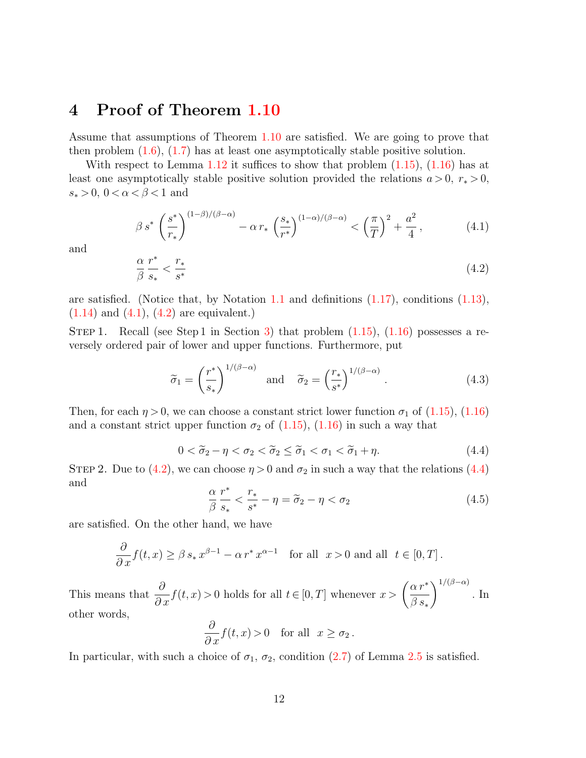# 4 Proof of Theorem 1.10

Assume that assumptions of Theorem 1.10 are satisfied. We are going to prove that then problem (1.6), (1.7) has at least one asymptotically stable positive solution.

With respect to Lemma 1.12 it suffices to show that problem (1.15), (1.16) has at least one asymptotically stable positive solution provided the relations $a > 0$, $r_* > 0$, $s_* > 0$, $0 < \alpha < \beta < 1$ and

$$\beta\, s^* \left(\frac{s^*}{r_*}\right)^{(1-\beta)/(\beta-\alpha)} - \alpha\, r_* \left(\frac{s_*}{r^*}\right)^{(1-\alpha)/(\beta-\alpha)} < \left(\frac{\pi}{T}\right)^2 + \frac{a^2}{4}\,, \tag{4.1}$$

and

$$\frac{\alpha}{\beta}\,\frac{r^*}{s_*} < \frac{r_*}{s^*} \tag{4.2}$$

are satisfied. (Notice that, by Notation 1.1 and definitions (1.17), conditions (1.13), (1.14) and (4.1), (4.2) are equivalent.)

Step 1. Recall (see Step 1 in Section 3) that problem (1.15), (1.16) possesses a reversely ordered pair of lower and upper functions. Furthermore, put

$$\widetilde{\sigma}_1 = \left(\frac{r^*}{s_*}\right)^{1/(\beta-\alpha)} \quad \text{and} \quad \widetilde{\sigma}_2 = \left(\frac{r_*}{s^*}\right)^{1/(\beta-\alpha)}. \tag{4.3}$$

Then, for each $\eta > 0$, we can choose a constant strict lower function $\sigma_1$ of (1.15), (1.16) and a constant strict upper function $\sigma_2$ of (1.15), (1.16) in such a way that

$$0 < \widetilde{\sigma}_2 - \eta < \sigma_2 < \widetilde{\sigma}_2 \le \widetilde{\sigma}_1 < \sigma_1 < \widetilde{\sigma}_1 + \eta. \tag{4.4}$$

Step 2. Due to (4.2), we can choose $\eta > 0$ and $\sigma_2$ in such a way that the relations (4.4) and

$$\frac{\alpha}{\beta}\,\frac{r^*}{s_*} < \frac{r_*}{s^*} - \eta = \widetilde{\sigma}_2 - \eta < \sigma_2 \tag{4.5}$$

are satisfied. On the other hand, we have

$$\frac{\partial}{\partial x} f(t,x) \ge \beta\, s_*\, x^{\beta-1} - \alpha\, r^*\, x^{\alpha-1} \quad \text{for all } \; x > 0 \text{ and all } \; t \in [0,T]\,.$$

This means that $\dfrac{\partial}{\partial x} f(t,x) > 0$ holds for all $t \in [0,T]$ whenever $x > \left(\dfrac{\alpha\, r^*}{\beta\, s_*}\right)^{1/(\beta-\alpha)}$. In other words,

$$\frac{\partial}{\partial x} f(t,x) > 0 \quad \text{for all } \; x \ge \sigma_2\,.$$

In particular, with such a choice of $\sigma_1$, $\sigma_2$, condition (2.7) of Lemma 2.5 is satisfied.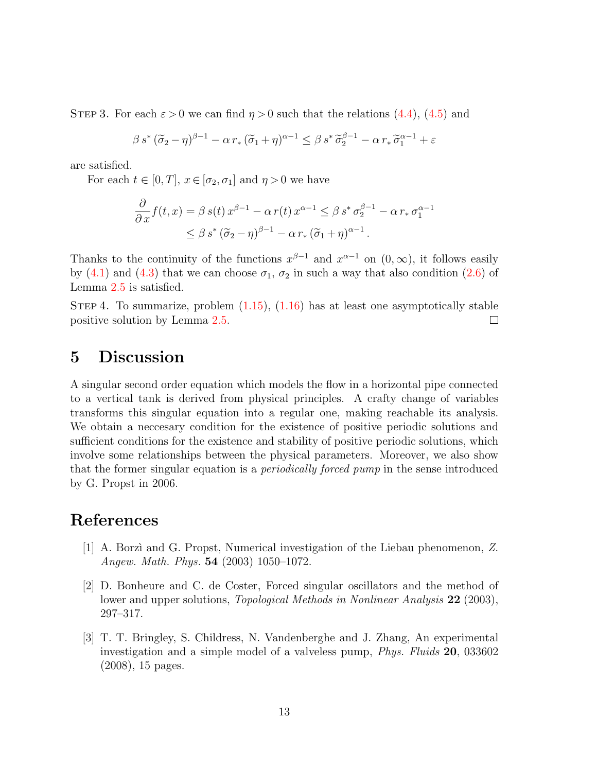STEP 3. For each $\varepsilon > 0$ we can find $\eta > 0$ such that the relations (4.4), (4.5) and

$$\beta\, s^* \, (\widetilde{\sigma}_2 - \eta)^{\beta-1} - \alpha\, r_* \, (\widetilde{\sigma}_1 + \eta)^{\alpha-1} \le \beta\, s^* \, \widetilde{\sigma}_2^{\beta-1} - \alpha\, r_* \, \widetilde{\sigma}_1^{\alpha-1} + \varepsilon$$

are satisfied.

For each $t \in [0,T]$, $x \in [\sigma_2, \sigma_1]$ and $\eta > 0$ we have

$$\begin{aligned} \frac{\partial}{\partial x} f(t,x) &= \beta\, s(t)\, x^{\beta-1} - \alpha\, r(t)\, x^{\alpha-1} \le \beta\, s^* \, \sigma_2^{\beta-1} - \alpha\, r_* \, \sigma_1^{\alpha-1} \\ &\le \beta\, s^* \, (\widetilde{\sigma}_2 - \eta)^{\beta-1} - \alpha\, r_* \, (\widetilde{\sigma}_1 + \eta)^{\alpha-1} . \end{aligned}$$

Thanks to the continuity of the functions $x^{\beta-1}$ and $x^{\alpha-1}$ on $(0,\infty)$, it follows easily by (4.1) and (4.3) that we can choose $\sigma_1$, $\sigma_2$ in such a way that also condition (2.6) of Lemma 2.5 is satisfied.

STEP 4. To summarize, problem (1.15), (1.16) has at least one asymptotically stable positive solution by Lemma 2.5. □

# 5 Discussion

A singular second order equation which models the flow in a horizontal pipe connected to a vertical tank is derived from physical principles. A crafty change of variables transforms this singular equation into a regular one, making reachable its analysis. We obtain a neccesary condition for the existence of positive periodic solutions and sufficient conditions for the existence and stability of positive periodic solutions, which involve some relationships between the physical parameters. Moreover, we also show that the former singular equation is a *periodically forced pump* in the sense introduced by G. Propst in 2006.

# References

[1] A. Borzì and G. Propst, Numerical investigation of the Liebau phenomenon, *Z. Angew. Math. Phys.* **54** (2003) 1050–1072.

[2] D. Bonheure and C. de Coster, Forced singular oscillators and the method of lower and upper solutions, *Topological Methods in Nonlinear Analysis* **22** (2003), 297–317.

[3] T. T. Bringley, S. Childress, N. Vandenberghe and J. Zhang, An experimental investigation and a simple model of a valveless pump, *Phys. Fluids* **20**, 033602 (2008), 15 pages.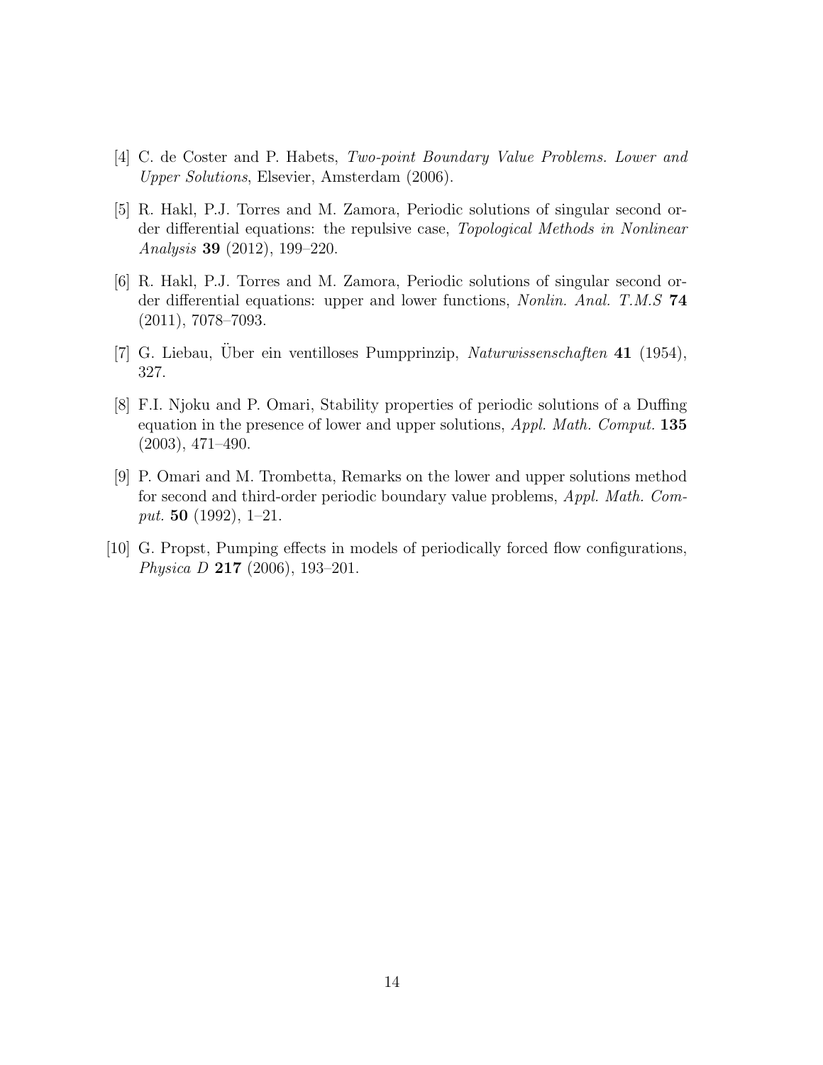[4] C. de Coster and P. Habets, *Two-point Boundary Value Problems. Lower and Upper Solutions*, Elsevier, Amsterdam (2006).

[5] R. Hakl, P.J. Torres and M. Zamora, Periodic solutions of singular second order differential equations: the repulsive case, *Topological Methods in Nonlinear Analysis* **39** (2012), 199–220.

[6] R. Hakl, P.J. Torres and M. Zamora, Periodic solutions of singular second order differential equations: upper and lower functions, *Nonlin. Anal. T.M.S* **74** (2011), 7078–7093.

[7] G. Liebau, Über ein ventilloses Pumpprinzip, *Naturwissenschaften* **41** (1954), 327.

[8] F.I. Njoku and P. Omari, Stability properties of periodic solutions of a Duffing equation in the presence of lower and upper solutions, *Appl. Math. Comput.* **135** (2003), 471–490.

[9] P. Omari and M. Trombetta, Remarks on the lower and upper solutions method for second and third-order periodic boundary value problems, *Appl. Math. Comput.* **50** (1992), 1–21.

[10] G. Propst, Pumping effects in models of periodically forced flow configurations, *Physica D* **217** (2006), 193–201.